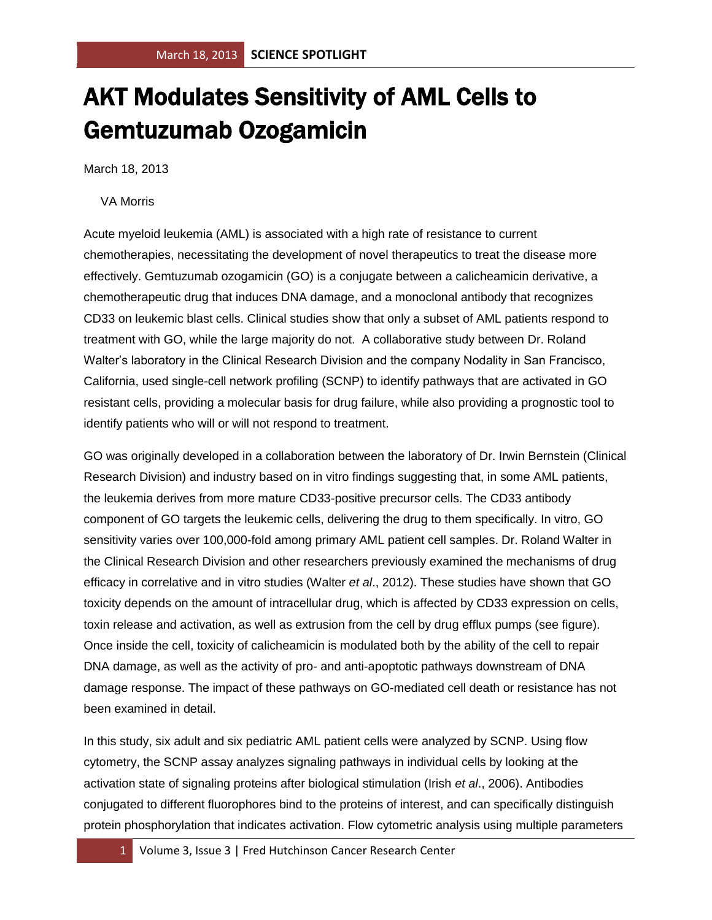# AKT Modulates Sensitivity of AML Cells to Gemtuzumab Ozogamicin

March 18, 2013

VA Morris

Acute myeloid leukemia (AML) is associated with a high rate of resistance to current chemotherapies, necessitating the development of novel therapeutics to treat the disease more effectively. Gemtuzumab ozogamicin (GO) is a conjugate between a calicheamicin derivative, a chemotherapeutic drug that induces DNA damage, and a monoclonal antibody that recognizes CD33 on leukemic blast cells. Clinical studies show that only a subset of AML patients respond to treatment with GO, while the large majority do not. A collaborative study between Dr. Roland Walter's laboratory in the Clinical Research Division and the company Nodality in San Francisco, California, used single-cell network profiling (SCNP) to identify pathways that are activated in GO resistant cells, providing a molecular basis for drug failure, while also providing a prognostic tool to identify patients who will or will not respond to treatment.

GO was originally developed in a collaboration between the laboratory of Dr. Irwin Bernstein (Clinical Research Division) and industry based on in vitro findings suggesting that, in some AML patients, the leukemia derives from more mature CD33-positive precursor cells. The CD33 antibody component of GO targets the leukemic cells, delivering the drug to them specifically. In vitro, GO sensitivity varies over 100,000-fold among primary AML patient cell samples. Dr. Roland Walter in the Clinical Research Division and other researchers previously examined the mechanisms of drug efficacy in correlative and in vitro studies (Walter *et al*., 2012). These studies have shown that GO toxicity depends on the amount of intracellular drug, which is affected by CD33 expression on cells, toxin release and activation, as well as extrusion from the cell by drug efflux pumps (see figure). Once inside the cell, toxicity of calicheamicin is modulated both by the ability of the cell to repair DNA damage, as well as the activity of pro- and anti-apoptotic pathways downstream of DNA damage response. The impact of these pathways on GO-mediated cell death or resistance has not been examined in detail.

In this study, six adult and six pediatric AML patient cells were analyzed by SCNP. Using flow cytometry, the SCNP assay analyzes signaling pathways in individual cells by looking at the activation state of signaling proteins after biological stimulation (Irish *et al*., 2006). Antibodies conjugated to different fluorophores bind to the proteins of interest, and can specifically distinguish protein phosphorylation that indicates activation. Flow cytometric analysis using multiple parameters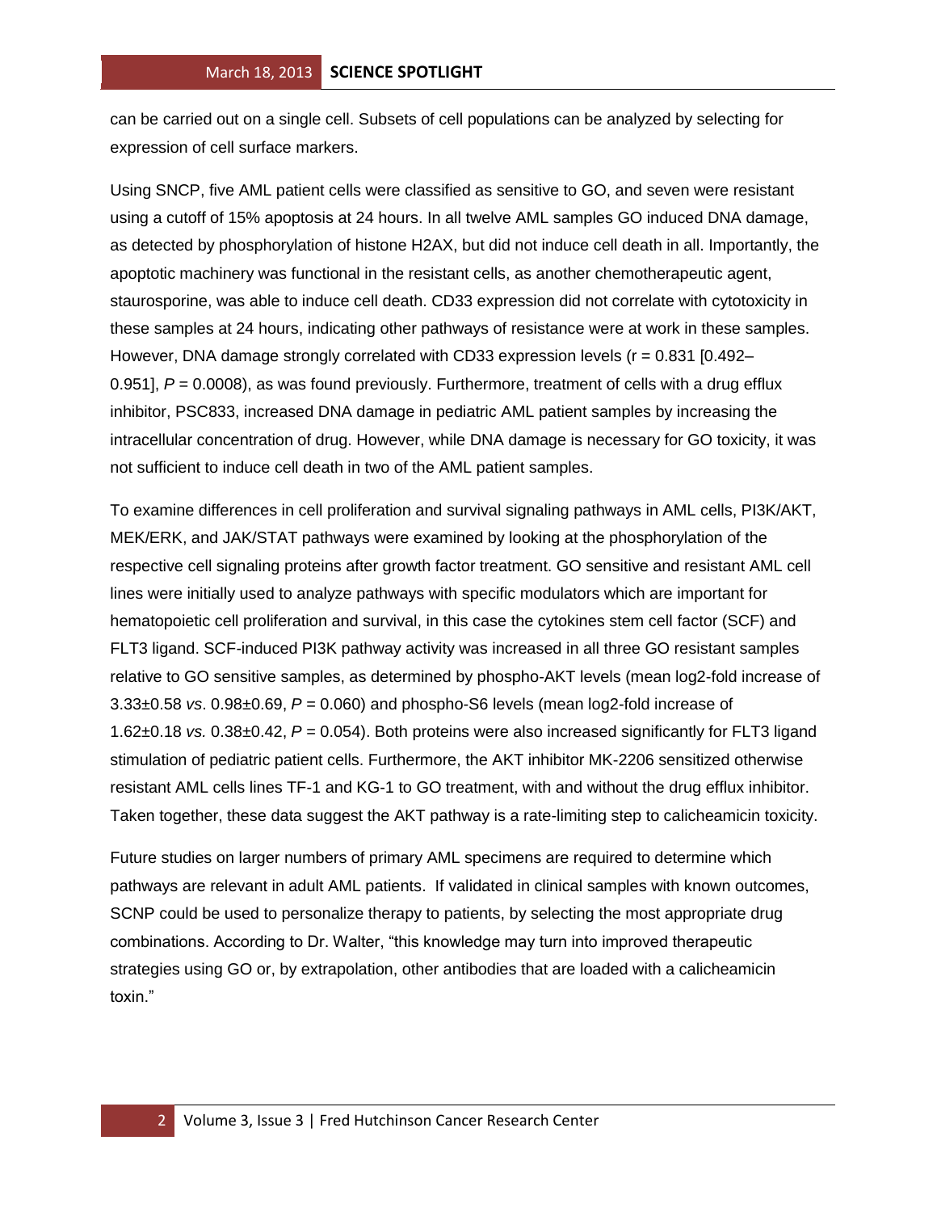can be carried out on a single cell. Subsets of cell populations can be analyzed by selecting for expression of cell surface markers.

Using SNCP, five AML patient cells were classified as sensitive to GO, and seven were resistant using a cutoff of 15% apoptosis at 24 hours. In all twelve AML samples GO induced DNA damage, as detected by phosphorylation of histone H2AX, but did not induce cell death in all. Importantly, the apoptotic machinery was functional in the resistant cells, as another chemotherapeutic agent, staurosporine, was able to induce cell death. CD33 expression did not correlate with cytotoxicity in these samples at 24 hours, indicating other pathways of resistance were at work in these samples. However, DNA damage strongly correlated with CD33 expression levels ($r = 0.831$ [0.492–0.951], $P = 0.0008$), as was found previously. Furthermore, treatment of cells with a drug efflux inhibitor, PSC833, increased DNA damage in pediatric AML patient samples by increasing the intracellular concentration of drug. However, while DNA damage is necessary for GO toxicity, it was not sufficient to induce cell death in two of the AML patient samples.

To examine differences in cell proliferation and survival signaling pathways in AML cells, PI3K/AKT, MEK/ERK, and JAK/STAT pathways were examined by looking at the phosphorylation of the respective cell signaling proteins after growth factor treatment. GO sensitive and resistant AML cell lines were initially used to analyze pathways with specific modulators which are important for hematopoietic cell proliferation and survival, in this case the cytokines stem cell factor (SCF) and FLT3 ligand. SCF-induced PI3K pathway activity was increased in all three GO resistant samples relative to GO sensitive samples, as determined by phospho-AKT levels (mean log2-fold increase of $3.33 \pm 0.58$ *vs*. $0.98 \pm 0.69$, $P = 0.060$) and phospho-S6 levels (mean log2-fold increase of $1.62 \pm 0.18$ *vs.* $0.38 \pm 0.42$, $P = 0.054$). Both proteins were also increased significantly for FLT3 ligand stimulation of pediatric patient cells. Furthermore, the AKT inhibitor MK-2206 sensitized otherwise resistant AML cells lines TF-1 and KG-1 to GO treatment, with and without the drug efflux inhibitor. Taken together, these data suggest the AKT pathway is a rate-limiting step to calicheamicin toxicity.

Future studies on larger numbers of primary AML specimens are required to determine which pathways are relevant in adult AML patients. If validated in clinical samples with known outcomes, SCNP could be used to personalize therapy to patients, by selecting the most appropriate drug combinations. According to Dr. Walter, "this knowledge may turn into improved therapeutic strategies using GO or, by extrapolation, other antibodies that are loaded with a calicheamicin toxin."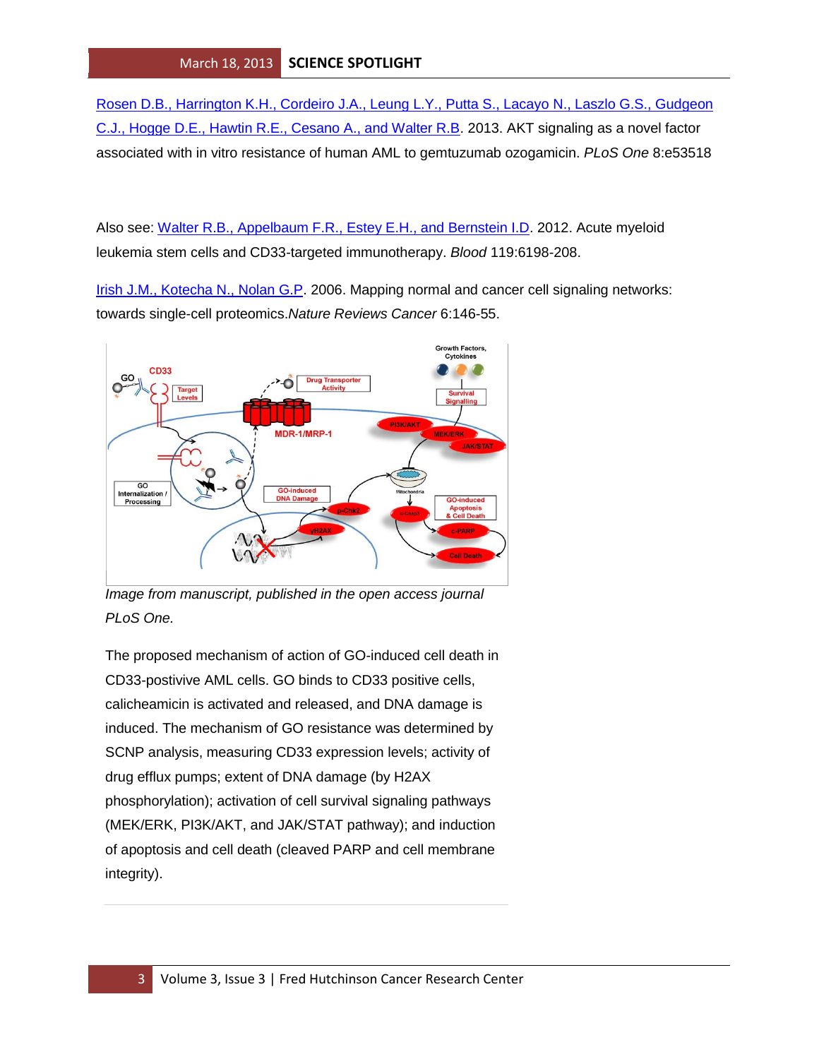Rosen D.B., Harrington K.H., Cordeiro J.A., Leung L.Y., Putta S., Lacayo N., Laszlo G.S., Gudgeon C.J., Hogge D.E., Hawtin R.E., Cesano A., and Walter R.B. 2013. AKT signaling as a novel factor associated with in vitro resistance of human AML to gemtuzumab ozogamicin. *PLoS One* 8:e53518

Also see: Walter R.B., Appelbaum F.R., Estey E.H., and Bernstein I.D. 2012. Acute myeloid leukemia stem cells and CD33-targeted immunotherapy. *Blood* 119:6198-208.

Irish J.M., Kotecha N., Nolan G.P. 2006. Mapping normal and cancer cell signaling networks: towards single-cell proteomics.*Nature Reviews Cancer* 6:146-55.

*Image from manuscript, published in the open access journal PLoS One.*

The proposed mechanism of action of GO-induced cell death in CD33-postivive AML cells. GO binds to CD33 positive cells, calicheamicin is activated and released, and DNA damage is induced. The mechanism of GO resistance was determined by SCNP analysis, measuring CD33 expression levels; activity of drug efflux pumps; extent of DNA damage (by H2AX phosphorylation); activation of cell survival signaling pathways (MEK/ERK, PI3K/AKT, and JAK/STAT pathway); and induction of apoptosis and cell death (cleaved PARP and cell membrane integrity).